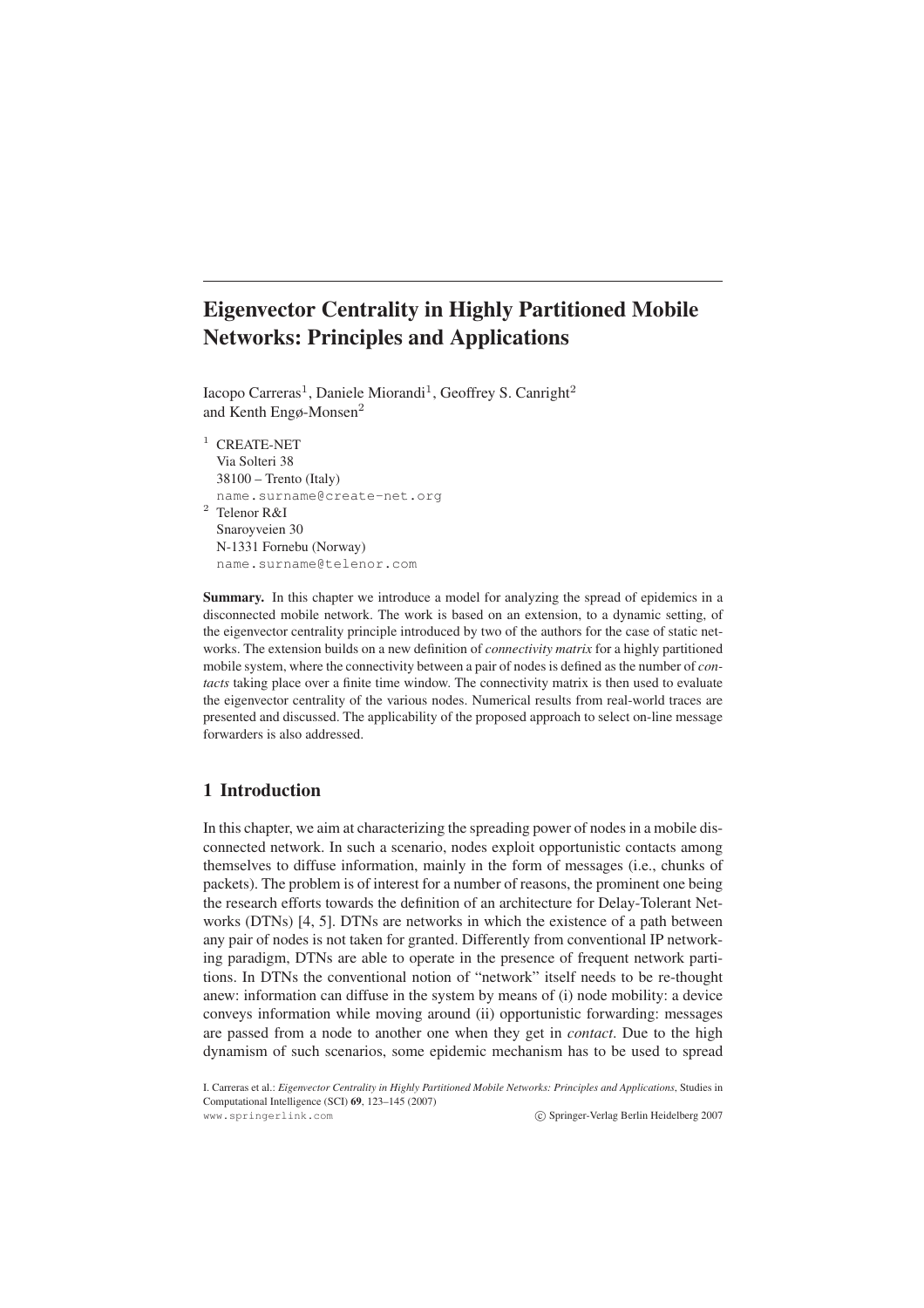# Eigenvector Centrality in Highly Partitioned Mobile Networks: Principles and Applications

Iacopo Carreras[1], Daniele Miorandi[1], Geoffrey S. Canright[2] and Kenth Engø-Monsen[2]

[1] CREATE-NET
Via Solteri 38
38100 – Trento (Italy)
name.surname@create-net.org

[2] Telenor R&I
Snaroyveien 30
N-1331 Fornebu (Norway)
name.surname@telenor.com

**Summary.** In this chapter we introduce a model for analyzing the spread of epidemics in a disconnected mobile network. The work is based on an extension, to a dynamic setting, of the eigenvector centrality principle introduced by two of the authors for the case of static networks. The extension builds on a new definition of *connectivity matrix* for a highly partitioned mobile system, where the connectivity between a pair of nodes is defined as the number of *contacts* taking place over a finite time window. The connectivity matrix is then used to evaluate the eigenvector centrality of the various nodes. Numerical results from real-world traces are presented and discussed. The applicability of the proposed approach to select on-line message forwarders is also addressed.

## 1 Introduction

In this chapter, we aim at characterizing the spreading power of nodes in a mobile disconnected network. In such a scenario, nodes exploit opportunistic contacts among themselves to diffuse information, mainly in the form of messages (i.e., chunks of packets). The problem is of interest for a number of reasons, the prominent one being the research efforts towards the definition of an architecture for Delay-Tolerant Networks (DTNs) [4, 5]. DTNs are networks in which the existence of a path between any pair of nodes is not taken for granted. Differently from conventional IP networking paradigm, DTNs are able to operate in the presence of frequent network partitions. In DTNs the conventional notion of "network" itself needs to be re-thought anew: information can diffuse in the system by means of (i) node mobility: a device conveys information while moving around (ii) opportunistic forwarding: messages are passed from a node to another one when they get in *contact*. Due to the high dynamism of such scenarios, some epidemic mechanism has to be used to spread

I. Carreras et al.: *Eigenvector Centrality in Highly Partitioned Mobile Networks: Principles and Applications*, Studies in Computational Intelligence (SCI) **69**, 123–145 (2007)
www.springerlink.com © Springer-Verlag Berlin Heidelberg 2007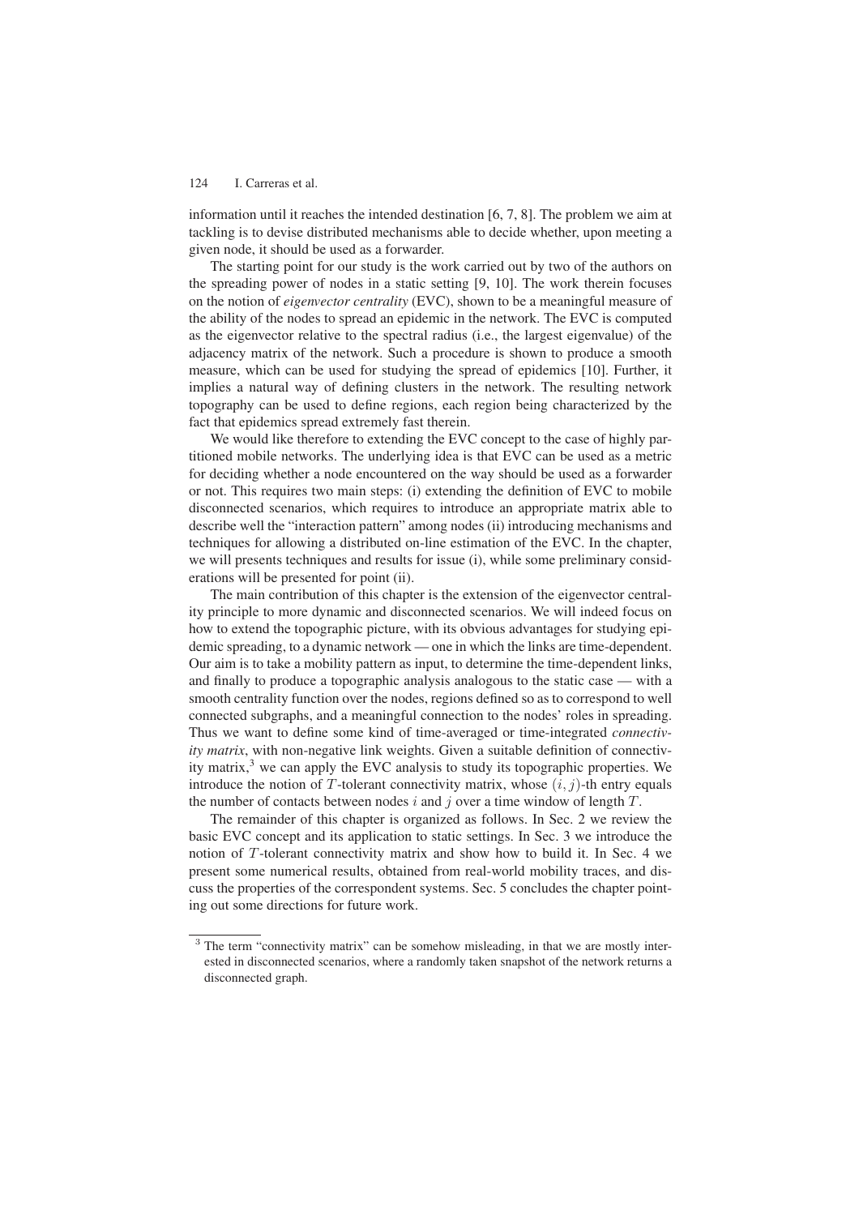information until it reaches the intended destination [6, 7, 8]. The problem we aim at tackling is to devise distributed mechanisms able to decide whether, upon meeting a given node, it should be used as a forwarder.

The starting point for our study is the work carried out by two of the authors on the spreading power of nodes in a static setting [9, 10]. The work therein focuses on the notion of *eigenvector centrality* (EVC), shown to be a meaningful measure of the ability of the nodes to spread an epidemic in the network. The EVC is computed as the eigenvector relative to the spectral radius (i.e., the largest eigenvalue) of the adjacency matrix of the network. Such a procedure is shown to produce a smooth measure, which can be used for studying the spread of epidemics [10]. Further, it implies a natural way of defining clusters in the network. The resulting network topography can be used to define regions, each region being characterized by the fact that epidemics spread extremely fast therein.

We would like therefore to extending the EVC concept to the case of highly partitioned mobile networks. The underlying idea is that EVC can be used as a metric for deciding whether a node encountered on the way should be used as a forwarder or not. This requires two main steps: (i) extending the definition of EVC to mobile disconnected scenarios, which requires to introduce an appropriate matrix able to describe well the "interaction pattern" among nodes (ii) introducing mechanisms and techniques for allowing a distributed on-line estimation of the EVC. In the chapter, we will presents techniques and results for issue (i), while some preliminary considerations will be presented for point (ii).

The main contribution of this chapter is the extension of the eigenvector centrality principle to more dynamic and disconnected scenarios. We will indeed focus on how to extend the topographic picture, with its obvious advantages for studying epidemic spreading, to a dynamic network — one in which the links are time-dependent. Our aim is to take a mobility pattern as input, to determine the time-dependent links, and finally to produce a topographic analysis analogous to the static case — with a smooth centrality function over the nodes, regions defined so as to correspond to well connected subgraphs, and a meaningful connection to the nodes' roles in spreading. Thus we want to define some kind of time-averaged or time-integrated *connectivity matrix*, with non-negative link weights. Given a suitable definition of connectivity matrix,[3] we can apply the EVC analysis to study its topographic properties. We introduce the notion of $T$-tolerant connectivity matrix, whose $(i, j)$-th entry equals the number of contacts between nodes $i$ and $j$ over a time window of length $T$.

The remainder of this chapter is organized as follows. In Sec. 2 we review the basic EVC concept and its application to static settings. In Sec. 3 we introduce the notion of $T$-tolerant connectivity matrix and show how to build it. In Sec. 4 we present some numerical results, obtained from real-world mobility traces, and discuss the properties of the correspondent systems. Sec. 5 concludes the chapter pointing out some directions for future work.

[3] The term "connectivity matrix" can be somehow misleading, in that we are mostly interested in disconnected scenarios, where a randomly taken snapshot of the network returns a disconnected graph.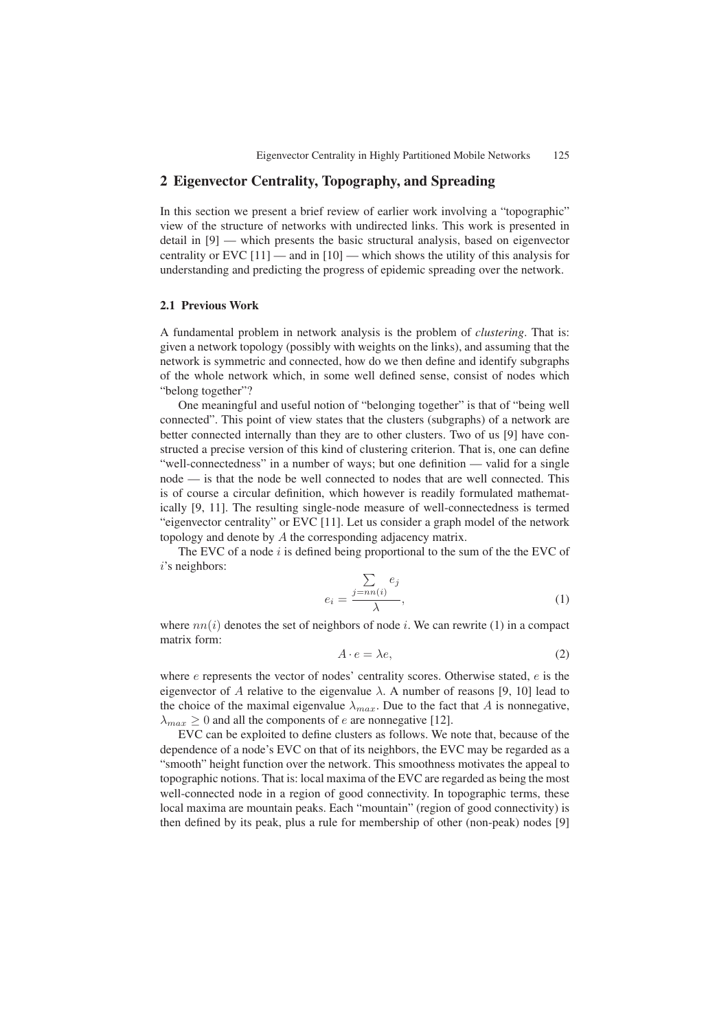## 2 Eigenvector Centrality, Topography, and Spreading

In this section we present a brief review of earlier work involving a "topographic" view of the structure of networks with undirected links. This work is presented in detail in [9] — which presents the basic structural analysis, based on eigenvector centrality or EVC [11] — and in [10] — which shows the utility of this analysis for understanding and predicting the progress of epidemic spreading over the network.

### 2.1 Previous Work

A fundamental problem in network analysis is the problem of *clustering*. That is: given a network topology (possibly with weights on the links), and assuming that the network is symmetric and connected, how do we then define and identify subgraphs of the whole network which, in some well defined sense, consist of nodes which "belong together"?

One meaningful and useful notion of "belonging together" is that of "being well connected". This point of view states that the clusters (subgraphs) of a network are better connected internally than they are to other clusters. Two of us [9] have constructed a precise version of this kind of clustering criterion. That is, one can define "well-connectedness" in a number of ways; but one definition — valid for a single node — is that the node be well connected to nodes that are well connected. This is of course a circular definition, which however is readily formulated mathematically [9, 11]. The resulting single-node measure of well-connectedness is termed "eigenvector centrality" or EVC [11]. Let us consider a graph model of the network topology and denote by $A$ the corresponding adjacency matrix.

The EVC of a node $i$ is defined being proportional to the sum of the the EVC of $i$'s neighbors:

$$e_i = \frac{\sum\limits_{j=nn(i)} e_j}{\lambda}, \tag{1}$$

where $nn(i)$ denotes the set of neighbors of node $i$. We can rewrite (1) in a compact matrix form:

$$A \cdot e = \lambda e, \tag{2}$$

where $e$ represents the vector of nodes' centrality scores. Otherwise stated, $e$ is the eigenvector of $A$ relative to the eigenvalue $\lambda$. A number of reasons [9, 10] lead to the choice of the maximal eigenvalue $\lambda_{max}$. Due to the fact that $A$ is nonnegative, $\lambda_{max} \geq 0$ and all the components of $e$ are nonnegative [12].

EVC can be exploited to define clusters as follows. We note that, because of the dependence of a node's EVC on that of its neighbors, the EVC may be regarded as a "smooth" height function over the network. This smoothness motivates the appeal to topographic notions. That is: local maxima of the EVC are regarded as being the most well-connected node in a region of good connectivity. In topographic terms, these local maxima are mountain peaks. Each "mountain" (region of good connectivity) is then defined by its peak, plus a rule for membership of other (non-peak) nodes [9]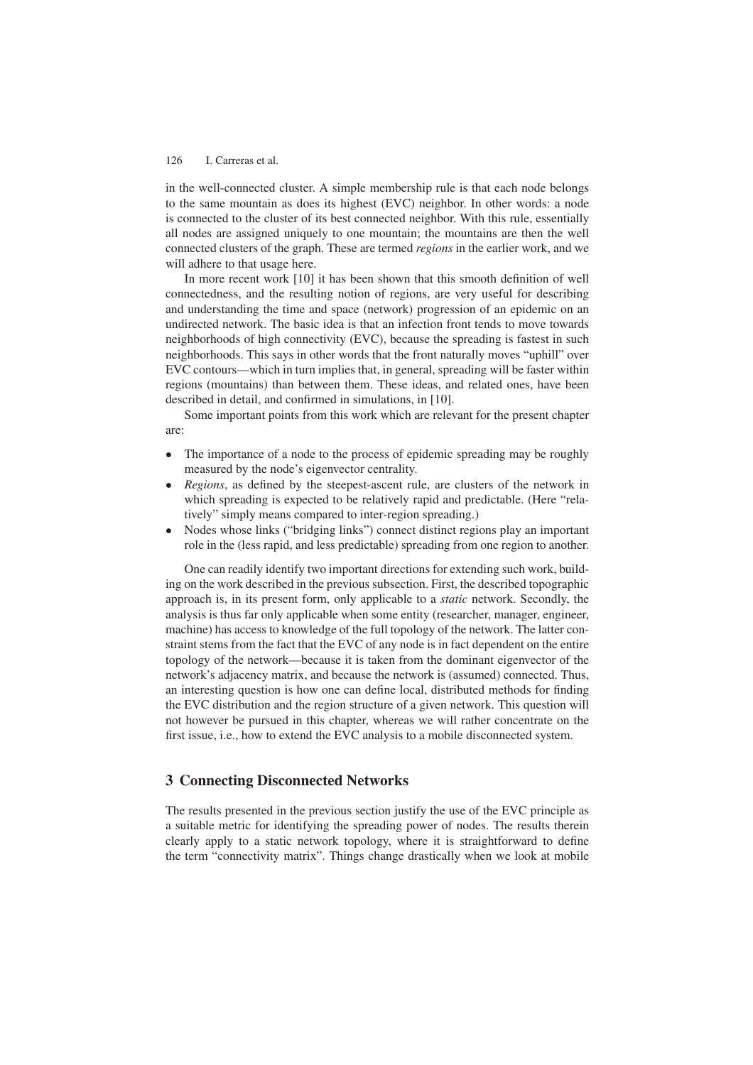in the well-connected cluster. A simple membership rule is that each node belongs to the same mountain as does its highest (EVC) neighbor. In other words: a node is connected to the cluster of its best connected neighbor. With this rule, essentially all nodes are assigned uniquely to one mountain; the mountains are then the well connected clusters of the graph. These are termed *regions* in the earlier work, and we will adhere to that usage here.

In more recent work [10] it has been shown that this smooth definition of well connectedness, and the resulting notion of regions, are very useful for describing and understanding the time and space (network) progression of an epidemic on an undirected network. The basic idea is that an infection front tends to move towards neighborhoods of high connectivity (EVC), because the spreading is fastest in such neighborhoods. This says in other words that the front naturally moves "uphill" over EVC contours—which in turn implies that, in general, spreading will be faster within regions (mountains) than between them. These ideas, and related ones, have been described in detail, and confirmed in simulations, in [10].

Some important points from this work which are relevant for the present chapter are:

- The importance of a node to the process of epidemic spreading may be roughly measured by the node's eigenvector centrality.
- *Regions*, as defined by the steepest-ascent rule, are clusters of the network in which spreading is expected to be relatively rapid and predictable. (Here "relatively" simply means compared to inter-region spreading.)
- Nodes whose links ("bridging links") connect distinct regions play an important role in the (less rapid, and less predictable) spreading from one region to another.

One can readily identify two important directions for extending such work, building on the work described in the previous subsection. First, the described topographic approach is, in its present form, only applicable to a *static* network. Secondly, the analysis is thus far only applicable when some entity (researcher, manager, engineer, machine) has access to knowledge of the full topology of the network. The latter constraint stems from the fact that the EVC of any node is in fact dependent on the entire topology of the network—because it is taken from the dominant eigenvector of the network's adjacency matrix, and because the network is (assumed) connected. Thus, an interesting question is how one can define local, distributed methods for finding the EVC distribution and the region structure of a given network. This question will not however be pursued in this chapter, whereas we will rather concentrate on the first issue, i.e., how to extend the EVC analysis to a mobile disconnected system.

## 3 Connecting Disconnected Networks

The results presented in the previous section justify the use of the EVC principle as a suitable metric for identifying the spreading power of nodes. The results therein clearly apply to a static network topology, where it is straightforward to define the term "connectivity matrix". Things change drastically when we look at mobile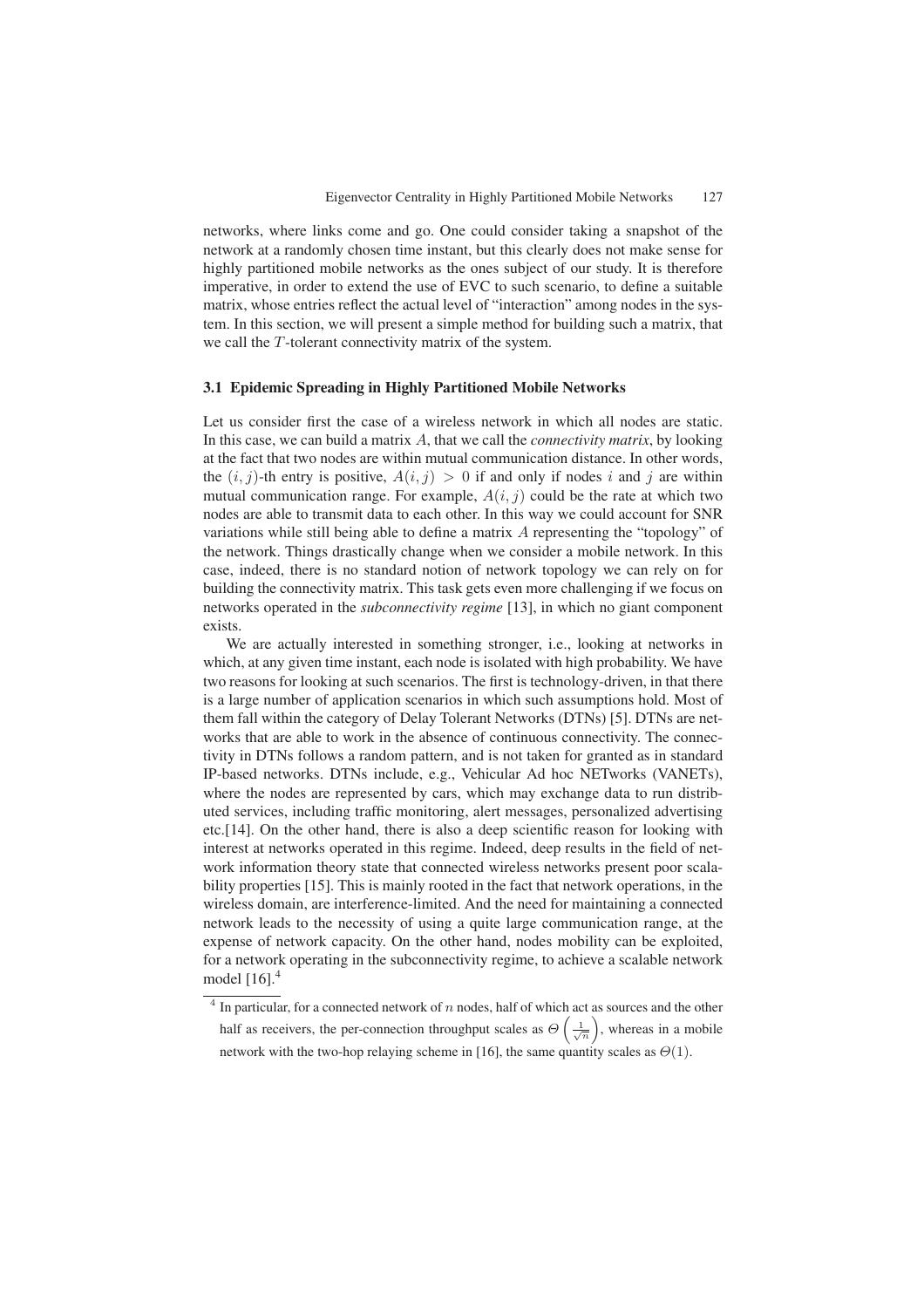networks, where links come and go. One could consider taking a snapshot of the network at a randomly chosen time instant, but this clearly does not make sense for highly partitioned mobile networks as the ones subject of our study. It is therefore imperative, in order to extend the use of EVC to such scenario, to define a suitable matrix, whose entries reflect the actual level of "interaction" among nodes in the system. In this section, we will present a simple method for building such a matrix, that we call the $T$-tolerant connectivity matrix of the system.

### 3.1 Epidemic Spreading in Highly Partitioned Mobile Networks

Let us consider first the case of a wireless network in which all nodes are static. In this case, we can build a matrix $A$, that we call the *connectivity matrix*, by looking at the fact that two nodes are within mutual communication distance. In other words, the $(i, j)$-th entry is positive, $A(i, j) > 0$ if and only if nodes $i$ and $j$ are within mutual communication range. For example, $A(i, j)$ could be the rate at which two nodes are able to transmit data to each other. In this way we could account for SNR variations while still being able to define a matrix $A$ representing the "topology" of the network. Things drastically change when we consider a mobile network. In this case, indeed, there is no standard notion of network topology we can rely on for building the connectivity matrix. This task gets even more challenging if we focus on networks operated in the *subconnectivity regime* [13], in which no giant component exists.

We are actually interested in something stronger, i.e., looking at networks in which, at any given time instant, each node is isolated with high probability. We have two reasons for looking at such scenarios. The first is technology-driven, in that there is a large number of application scenarios in which such assumptions hold. Most of them fall within the category of Delay Tolerant Networks (DTNs) [5]. DTNs are networks that are able to work in the absence of continuous connectivity. The connectivity in DTNs follows a random pattern, and is not taken for granted as in standard IP-based networks. DTNs include, e.g., Vehicular Ad hoc NETworks (VANETs), where the nodes are represented by cars, which may exchange data to run distributed services, including traffic monitoring, alert messages, personalized advertising etc.[14]. On the other hand, there is also a deep scientific reason for looking with interest at networks operated in this regime. Indeed, deep results in the field of network information theory state that connected wireless networks present poor scalability properties [15]. This is mainly rooted in the fact that network operations, in the wireless domain, are interference-limited. And the need for maintaining a connected network leads to the necessity of using a quite large communication range, at the expense of network capacity. On the other hand, nodes mobility can be exploited, for a network operating in the subconnectivity regime, to achieve a scalable network model [16].[4]

[4] In particular, for a connected network of $n$ nodes, half of which act as sources and the other half as receivers, the per-connection throughput scales as $\Theta\left(\frac{1}{\sqrt{n}}\right)$, whereas in a mobile network with the two-hop relaying scheme in [16], the same quantity scales as $\Theta(1)$.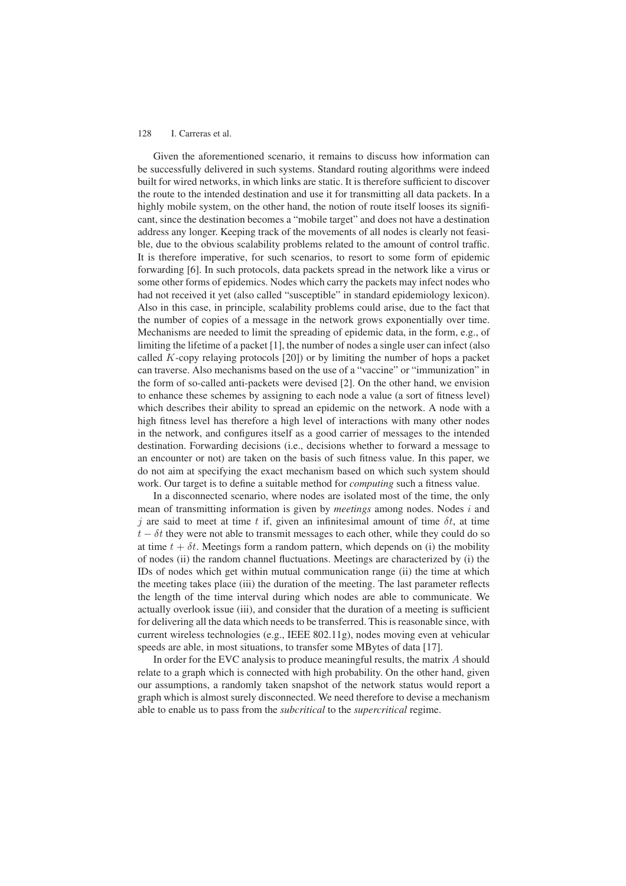Given the aforementioned scenario, it remains to discuss how information can be successfully delivered in such systems. Standard routing algorithms were indeed built for wired networks, in which links are static. It is therefore sufficient to discover the route to the intended destination and use it for transmitting all data packets. In a highly mobile system, on the other hand, the notion of route itself looses its significant, since the destination becomes a "mobile target" and does not have a destination address any longer. Keeping track of the movements of all nodes is clearly not feasible, due to the obvious scalability problems related to the amount of control traffic. It is therefore imperative, for such scenarios, to resort to some form of epidemic forwarding [6]. In such protocols, data packets spread in the network like a virus or some other forms of epidemics. Nodes which carry the packets may infect nodes who had not received it yet (also called "susceptible" in standard epidemiology lexicon). Also in this case, in principle, scalability problems could arise, due to the fact that the number of copies of a message in the network grows exponentially over time. Mechanisms are needed to limit the spreading of epidemic data, in the form, e.g., of limiting the lifetime of a packet [1], the number of nodes a single user can infect (also called $K$-copy relaying protocols [20]) or by limiting the number of hops a packet can traverse. Also mechanisms based on the use of a "vaccine" or "immunization" in the form of so-called anti-packets were devised [2]. On the other hand, we envision to enhance these schemes by assigning to each node a value (a sort of fitness level) which describes their ability to spread an epidemic on the network. A node with a high fitness level has therefore a high level of interactions with many other nodes in the network, and configures itself as a good carrier of messages to the intended destination. Forwarding decisions (i.e., decisions whether to forward a message to an encounter or not) are taken on the basis of such fitness value. In this paper, we do not aim at specifying the exact mechanism based on which such system should work. Our target is to define a suitable method for *computing* such a fitness value.

In a disconnected scenario, where nodes are isolated most of the time, the only mean of transmitting information is given by *meetings* among nodes. Nodes $i$ and $j$ are said to meet at time $t$ if, given an infinitesimal amount of time $\delta t$, at time $t - \delta t$ they were not able to transmit messages to each other, while they could do so at time $t + \delta t$. Meetings form a random pattern, which depends on (i) the mobility of nodes (ii) the random channel fluctuations. Meetings are characterized by (i) the IDs of nodes which get within mutual communication range (ii) the time at which the meeting takes place (iii) the duration of the meeting. The last parameter reflects the length of the time interval during which nodes are able to communicate. We actually overlook issue (iii), and consider that the duration of a meeting is sufficient for delivering all the data which needs to be transferred. This is reasonable since, with current wireless technologies (e.g., IEEE 802.11g), nodes moving even at vehicular speeds are able, in most situations, to transfer some MBytes of data [17].

In order for the EVC analysis to produce meaningful results, the matrix $A$ should relate to a graph which is connected with high probability. On the other hand, given our assumptions, a randomly taken snapshot of the network status would report a graph which is almost surely disconnected. We need therefore to devise a mechanism able to enable us to pass from the *subcritical* to the *supercritical* regime.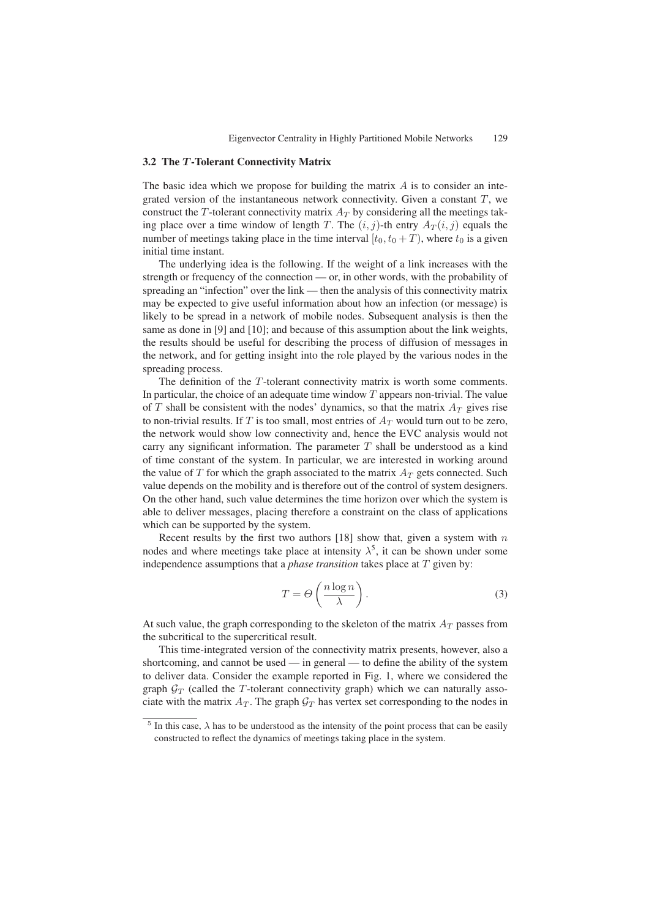### 3.2 The $T$-Tolerant Connectivity Matrix

The basic idea which we propose for building the matrix $A$ is to consider an integrated version of the instantaneous network connectivity. Given a constant $T$, we construct the $T$-tolerant connectivity matrix $A_T$ by considering all the meetings taking place over a time window of length $T$. The $(i, j)$-th entry $A_T(i, j)$ equals the number of meetings taking place in the time interval $[t_0, t_0 + T)$, where $t_0$ is a given initial time instant.

The underlying idea is the following. If the weight of a link increases with the strength or frequency of the connection — or, in other words, with the probability of spreading an "infection" over the link — then the analysis of this connectivity matrix may be expected to give useful information about how an infection (or message) is likely to be spread in a network of mobile nodes. Subsequent analysis is then the same as done in [9] and [10]; and because of this assumption about the link weights, the results should be useful for describing the process of diffusion of messages in the network, and for getting insight into the role played by the various nodes in the spreading process.

The definition of the $T$-tolerant connectivity matrix is worth some comments. In particular, the choice of an adequate time window $T$ appears non-trivial. The value of $T$ shall be consistent with the nodes' dynamics, so that the matrix $A_T$ gives rise to non-trivial results. If $T$ is too small, most entries of $A_T$ would turn out to be zero, the network would show low connectivity and, hence the EVC analysis would not carry any significant information. The parameter $T$ shall be understood as a kind of time constant of the system. In particular, we are interested in working around the value of $T$ for which the graph associated to the matrix $A_T$ gets connected. Such value depends on the mobility and is therefore out of the control of system designers. On the other hand, such value determines the time horizon over which the system is able to deliver messages, placing therefore a constraint on the class of applications which can be supported by the system.

Recent results by the first two authors [18] show that, given a system with $n$ nodes and where meetings take place at intensity $\lambda$[5], it can be shown under some independence assumptions that a *phase transition* takes place at $T$ given by:

$$T = \Theta\left(\frac{n \log n}{\lambda}\right). \tag{3}$$

At such value, the graph corresponding to the skeleton of the matrix $A_T$ passes from the subcritical to the supercritical result.

This time-integrated version of the connectivity matrix presents, however, also a shortcoming, and cannot be used — in general — to define the ability of the system to deliver data. Consider the example reported in Fig. 1, where we considered the graph $\mathcal{G}_T$ (called the $T$-tolerant connectivity graph) which we can naturally associate with the matrix $A_T$. The graph $\mathcal{G}_T$ has vertex set corresponding to the nodes in

[5] In this case, $\lambda$ has to be understood as the intensity of the point process that can be easily constructed to reflect the dynamics of meetings taking place in the system.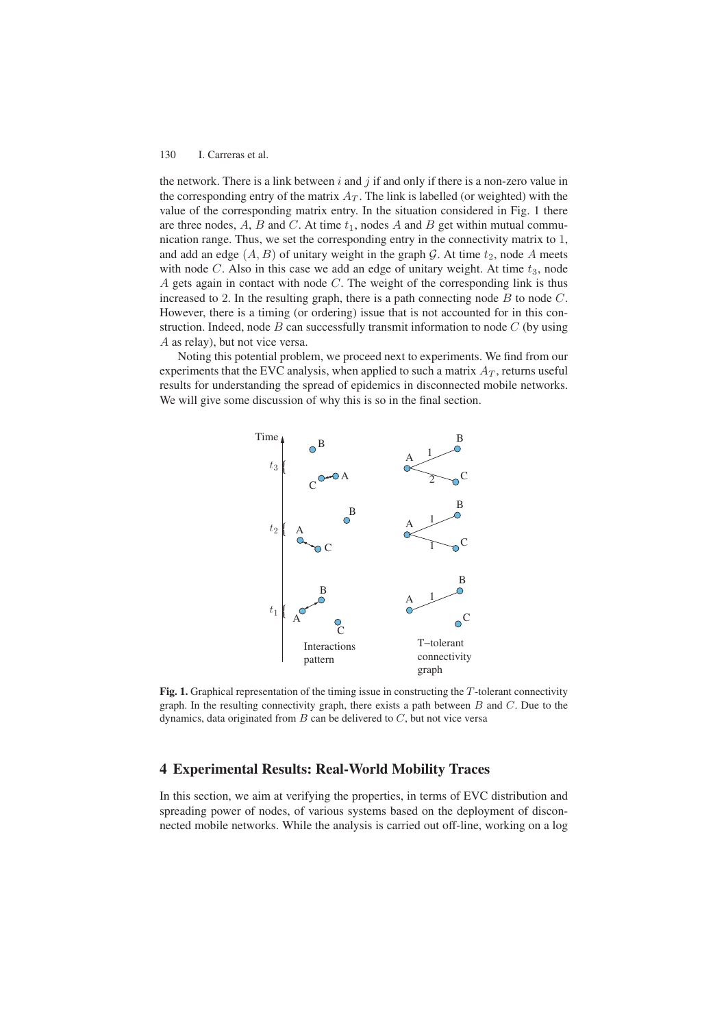the network. There is a link between $i$ and $j$ if and only if there is a non-zero value in the corresponding entry of the matrix $A_T$. The link is labelled (or weighted) with the value of the corresponding matrix entry. In the situation considered in Fig. 1 there are three nodes, $A$, $B$ and $C$. At time $t_1$, nodes $A$ and $B$ get within mutual communication range. Thus, we set the corresponding entry in the connectivity matrix to 1, and add an edge $(A, B)$ of unitary weight in the graph $\mathcal{G}$. At time $t_2$, node $A$ meets with node $C$. Also in this case we add an edge of unitary weight. At time $t_3$, node $A$ gets again in contact with node $C$. The weight of the corresponding link is thus increased to 2. In the resulting graph, there is a path connecting node $B$ to node $C$. However, there is a timing (or ordering) issue that is not accounted for in this construction. Indeed, node $B$ can successfully transmit information to node $C$ (by using $A$ as relay), but not vice versa.

Noting this potential problem, we proceed next to experiments. We find from our experiments that the EVC analysis, when applied to such a matrix $A_T$, returns useful results for understanding the spread of epidemics in disconnected mobile networks. We will give some discussion of why this is so in the final section.

**Fig. 1.** Graphical representation of the timing issue in constructing the $T$-tolerant connectivity graph. In the resulting connectivity graph, there exists a path between $B$ and $C$. Due to the dynamics, data originated from $B$ can be delivered to $C$, but not vice versa

## 4 Experimental Results: Real-World Mobility Traces

In this section, we aim at verifying the properties, in terms of EVC distribution and spreading power of nodes, of various systems based on the deployment of disconnected mobile networks. While the analysis is carried out off-line, working on a log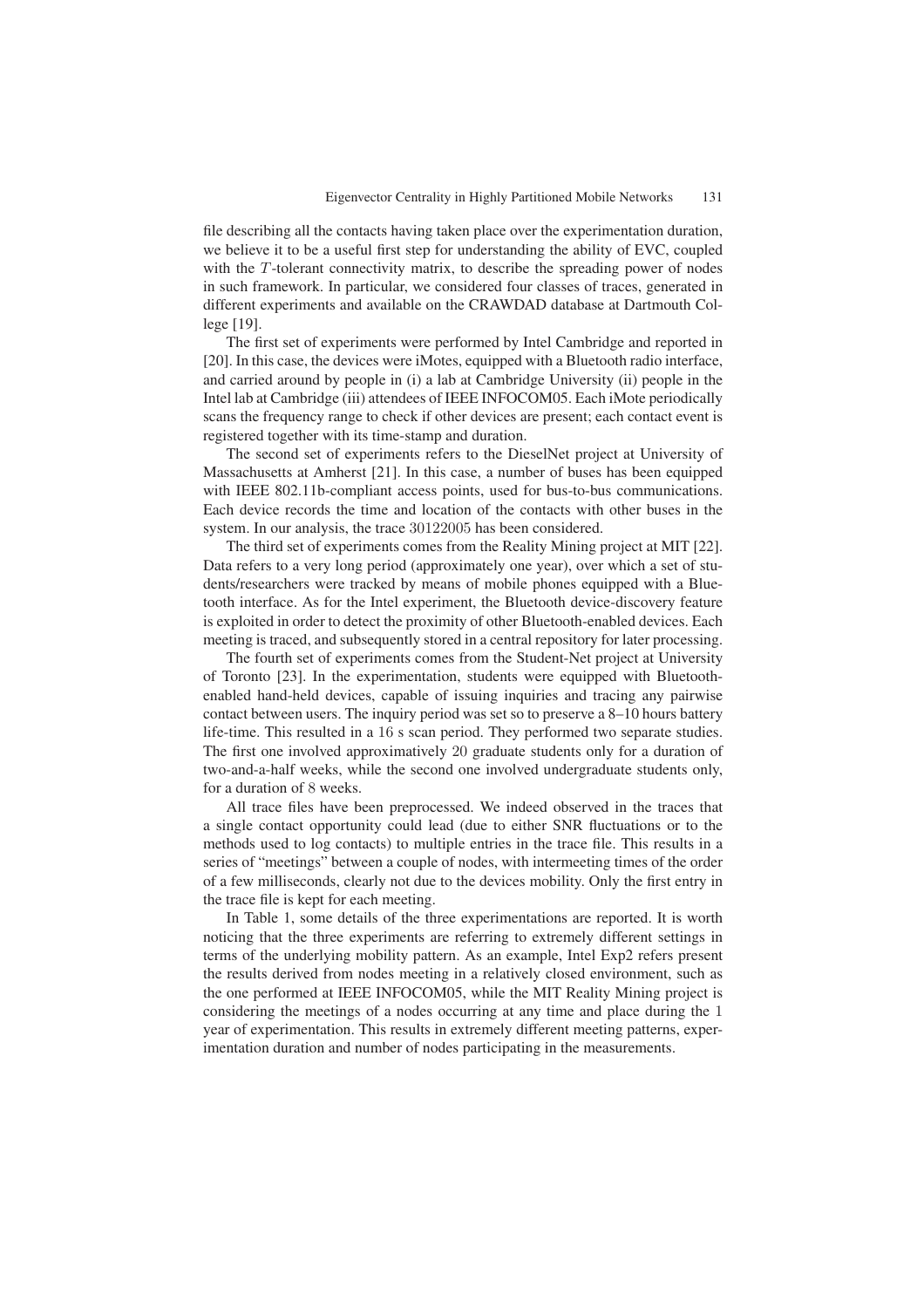file describing all the contacts having taken place over the experimentation duration, we believe it to be a useful first step for understanding the ability of EVC, coupled with the $T$-tolerant connectivity matrix, to describe the spreading power of nodes in such framework. In particular, we considered four classes of traces, generated in different experiments and available on the CRAWDAD database at Dartmouth College [19].

The first set of experiments were performed by Intel Cambridge and reported in [20]. In this case, the devices were iMotes, equipped with a Bluetooth radio interface, and carried around by people in (i) a lab at Cambridge University (ii) people in the Intel lab at Cambridge (iii) attendees of IEEE INFOCOM05. Each iMote periodically scans the frequency range to check if other devices are present; each contact event is registered together with its time-stamp and duration.

The second set of experiments refers to the DieselNet project at University of Massachusetts at Amherst [21]. In this case, a number of buses has been equipped with IEEE 802.11b-compliant access points, used for bus-to-bus communications. Each device records the time and location of the contacts with other buses in the system. In our analysis, the trace 30122005 has been considered.

The third set of experiments comes from the Reality Mining project at MIT [22]. Data refers to a very long period (approximately one year), over which a set of students/researchers were tracked by means of mobile phones equipped with a Bluetooth interface. As for the Intel experiment, the Bluetooth device-discovery feature is exploited in order to detect the proximity of other Bluetooth-enabled devices. Each meeting is traced, and subsequently stored in a central repository for later processing.

The fourth set of experiments comes from the Student-Net project at University of Toronto [23]. In the experimentation, students were equipped with Bluetooth-enabled hand-held devices, capable of issuing inquiries and tracing any pairwise contact between users. The inquiry period was set so to preserve a 8–10 hours battery life-time. This resulted in a 16 s scan period. They performed two separate studies. The first one involved approximatively 20 graduate students only for a duration of two-and-a-half weeks, while the second one involved undergraduate students only, for a duration of 8 weeks.

All trace files have been preprocessed. We indeed observed in the traces that a single contact opportunity could lead (due to either SNR fluctuations or to the methods used to log contacts) to multiple entries in the trace file. This results in a series of "meetings" between a couple of nodes, with intermeeting times of the order of a few milliseconds, clearly not due to the devices mobility. Only the first entry in the trace file is kept for each meeting.

In Table 1, some details of the three experimentations are reported. It is worth noticing that the three experiments are referring to extremely different settings in terms of the underlying mobility pattern. As an example, Intel Exp2 refers present the results derived from nodes meeting in a relatively closed environment, such as the one performed at IEEE INFOCOM05, while the MIT Reality Mining project is considering the meetings of a nodes occurring at any time and place during the 1 year of experimentation. This results in extremely different meeting patterns, experimentation duration and number of nodes participating in the measurements.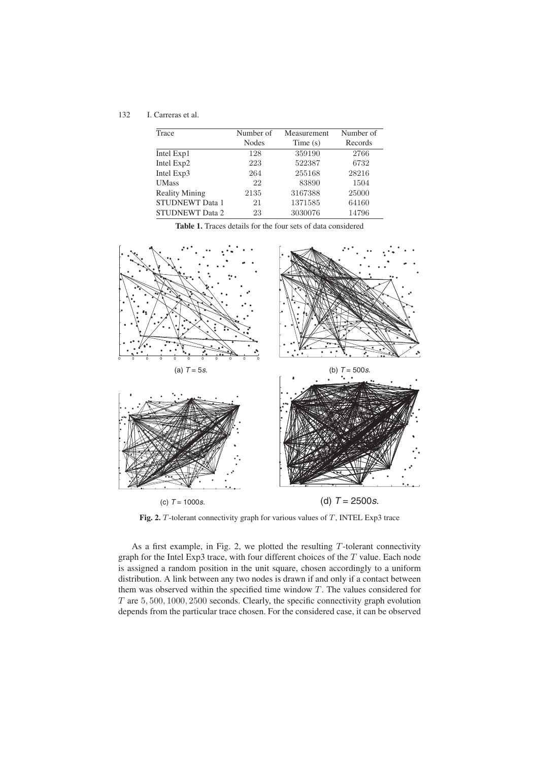| Trace | Number of Nodes | Measurement Time (s) | Number of Records |
|---|---|---|---|
| Intel Exp1 | 128 | 359190 | 2766 |
| Intel Exp2 | 223 | 522387 | 6732 |
| Intel Exp3 | 264 | 255168 | 28216 |
| UMass | 22 | 83890 | 1504 |
| Reality Mining | 2135 | 3167388 | 25000 |
| STUDNEWT Data 1 | 21 | 1371585 | 64160 |
| STUDNEWT Data 2 | 23 | 3030076 | 14796 |

**Table 1.** Traces details for the four sets of data considered

(a) $T = 5s$. (b) $T = 500s$. (c) $T = 1000s$. (d) $T = 2500s$.

**Fig. 2.** $T$-tolerant connectivity graph for various values of $T$, INTEL Exp3 trace

As a first example, in Fig. 2, we plotted the resulting $T$-tolerant connectivity graph for the Intel Exp3 trace, with four different choices of the $T$ value. Each node is assigned a random position in the unit square, chosen accordingly to a uniform distribution. A link between any two nodes is drawn if and only if a contact between them was observed within the specified time window $T$. The values considered for $T$ are $5, 500, 1000, 2500$ seconds. Clearly, the specific connectivity graph evolution depends from the particular trace chosen. For the considered case, it can be observed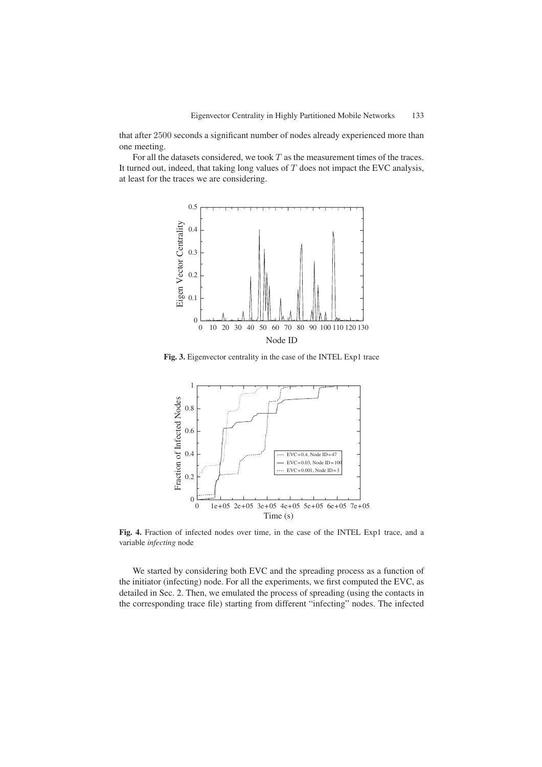that after 2500 seconds a significant number of nodes already experienced more than one meeting.

For all the datasets considered, we took $T$ as the measurement times of the traces. It turned out, indeed, that taking long values of $T$ does not impact the EVC analysis, at least for the traces we are considering.

**Fig. 3.** Eigenvector centrality in the case of the INTEL Exp1 trace

**Fig. 4.** Fraction of infected nodes over time, in the case of the INTEL Exp1 trace, and a variable *infecting* node

We started by considering both EVC and the spreading process as a function of the initiator (infecting) node. For all the experiments, we first computed the EVC, as detailed in Sec. 2. Then, we emulated the process of spreading (using the contacts in the corresponding trace file) starting from different "infecting" nodes. The infected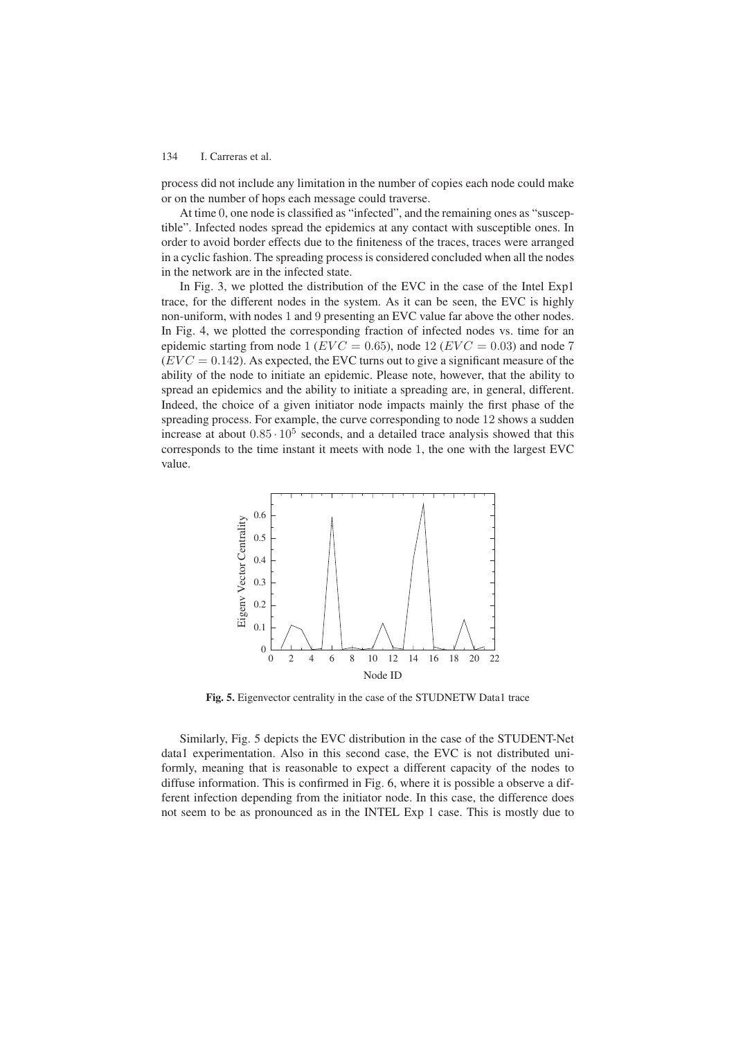process did not include any limitation in the number of copies each node could make or on the number of hops each message could traverse.

At time 0, one node is classified as "infected", and the remaining ones as "susceptible". Infected nodes spread the epidemics at any contact with susceptible ones. In order to avoid border effects due to the finiteness of the traces, traces were arranged in a cyclic fashion. The spreading process is considered concluded when all the nodes in the network are in the infected state.

In Fig. 3, we plotted the distribution of the EVC in the case of the Intel Exp1 trace, for the different nodes in the system. As it can be seen, the EVC is highly non-uniform, with nodes 1 and 9 presenting an EVC value far above the other nodes. In Fig. 4, we plotted the corresponding fraction of infected nodes vs. time for an epidemic starting from node 1 ($EVC = 0.65$), node 12 ($EVC = 0.03$) and node 7 ($EVC = 0.142$). As expected, the EVC turns out to give a significant measure of the ability of the node to initiate an epidemic. Please note, however, that the ability to spread an epidemics and the ability to initiate a spreading are, in general, different. Indeed, the choice of a given initiator node impacts mainly the first phase of the spreading process. For example, the curve corresponding to node 12 shows a sudden increase at about $0.85 \cdot 10^5$ seconds, and a detailed trace analysis showed that this corresponds to the time instant it meets with node 1, the one with the largest EVC value.

**Fig. 5.** Eigenvector centrality in the case of the STUDNETW Data1 trace

Similarly, Fig. 5 depicts the EVC distribution in the case of the STUDENT-Net data1 experimentation. Also in this second case, the EVC is not distributed uniformly, meaning that is reasonable to expect a different capacity of the nodes to diffuse information. This is confirmed in Fig. 6, where it is possible a observe a different infection depending from the initiator node. In this case, the difference does not seem to be as pronounced as in the INTEL Exp 1 case. This is mostly due to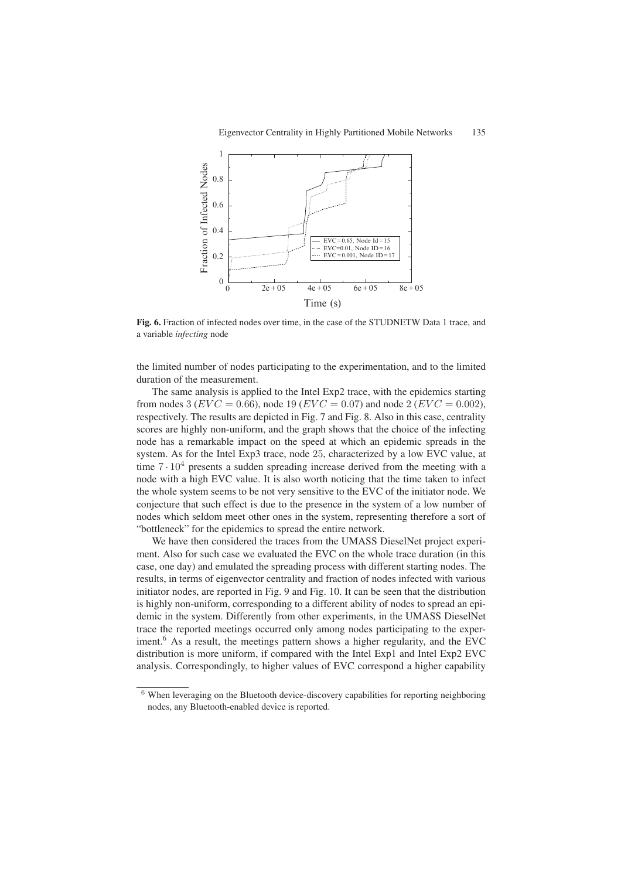**Fig. 6.** Fraction of infected nodes over time, in the case of the STUDNETW Data 1 trace, and a variable *infecting* node

the limited number of nodes participating to the experimentation, and to the limited duration of the measurement.

The same analysis is applied to the Intel Exp2 trace, with the epidemics starting from nodes 3 ($EVC = 0.66$), node 19 ($EVC = 0.07$) and node 2 ($EVC = 0.002$), respectively. The results are depicted in Fig. 7 and Fig. 8. Also in this case, centrality scores are highly non-uniform, and the graph shows that the choice of the infecting node has a remarkable impact on the speed at which an epidemic spreads in the system. As for the Intel Exp3 trace, node 25, characterized by a low EVC value, at time $7 \cdot 10^4$ presents a sudden spreading increase derived from the meeting with a node with a high EVC value. It is also worth noticing that the time taken to infect the whole system seems to be not very sensitive to the EVC of the initiator node. We conjecture that such effect is due to the presence in the system of a low number of nodes which seldom meet other ones in the system, representing therefore a sort of "bottleneck" for the epidemics to spread the entire network.

We have then considered the traces from the UMASS DieselNet project experiment. Also for such case we evaluated the EVC on the whole trace duration (in this case, one day) and emulated the spreading process with different starting nodes. The results, in terms of eigenvector centrality and fraction of nodes infected with various initiator nodes, are reported in Fig. 9 and Fig. 10. It can be seen that the distribution is highly non-uniform, corresponding to a different ability of nodes to spread an epidemic in the system. Differently from other experiments, in the UMASS DieselNet trace the reported meetings occurred only among nodes participating to the experiment.[6] As a result, the meetings pattern shows a higher regularity, and the EVC distribution is more uniform, if compared with the Intel Exp1 and Intel Exp2 EVC analysis. Correspondingly, to higher values of EVC correspond a higher capability

[6] When leveraging on the Bluetooth device-discovery capabilities for reporting neighboring nodes, any Bluetooth-enabled device is reported.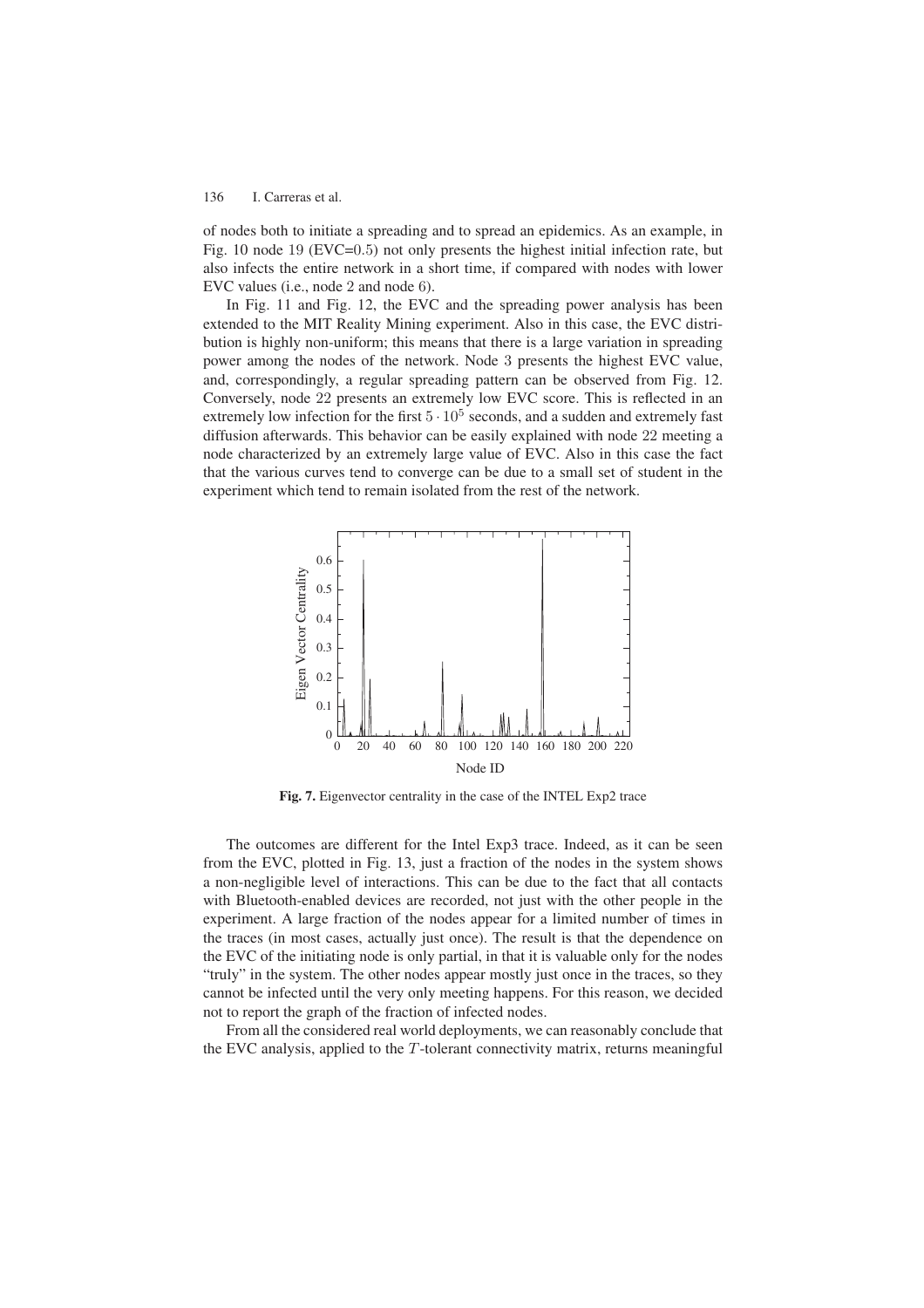of nodes both to initiate a spreading and to spread an epidemics. As an example, in Fig. 10 node 19 (EVC=0.5) not only presents the highest initial infection rate, but also infects the entire network in a short time, if compared with nodes with lower EVC values (i.e., node 2 and node 6).

In Fig. 11 and Fig. 12, the EVC and the spreading power analysis has been extended to the MIT Reality Mining experiment. Also in this case, the EVC distribution is highly non-uniform; this means that there is a large variation in spreading power among the nodes of the network. Node 3 presents the highest EVC value, and, correspondingly, a regular spreading pattern can be observed from Fig. 12. Conversely, node 22 presents an extremely low EVC score. This is reflected in an extremely low infection for the first $5 \cdot 10^5$ seconds, and a sudden and extremely fast diffusion afterwards. This behavior can be easily explained with node 22 meeting a node characterized by an extremely large value of EVC. Also in this case the fact that the various curves tend to converge can be due to a small set of student in the experiment which tend to remain isolated from the rest of the network.

**Fig. 7.** Eigenvector centrality in the case of the INTEL Exp2 trace

The outcomes are different for the Intel Exp3 trace. Indeed, as it can be seen from the EVC, plotted in Fig. 13, just a fraction of the nodes in the system shows a non-negligible level of interactions. This can be due to the fact that all contacts with Bluetooth-enabled devices are recorded, not just with the other people in the experiment. A large fraction of the nodes appear for a limited number of times in the traces (in most cases, actually just once). The result is that the dependence on the EVC of the initiating node is only partial, in that it is valuable only for the nodes "truly" in the system. The other nodes appear mostly just once in the traces, so they cannot be infected until the very only meeting happens. For this reason, we decided not to report the graph of the fraction of infected nodes.

From all the considered real world deployments, we can reasonably conclude that the EVC analysis, applied to the $T$-tolerant connectivity matrix, returns meaningful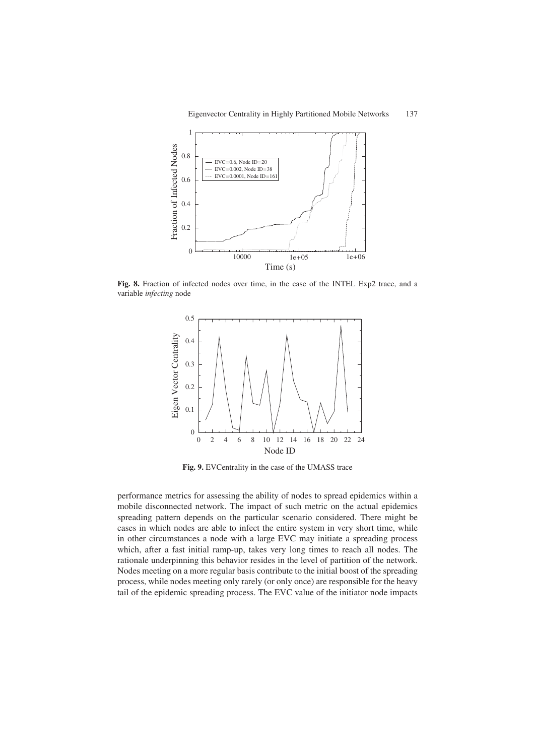**Fig. 8.** Fraction of infected nodes over time, in the case of the INTEL Exp2 trace, and a variable *infecting* node

**Fig. 9.** EVCentrality in the case of the UMASS trace

performance metrics for assessing the ability of nodes to spread epidemics within a mobile disconnected network. The impact of such metric on the actual epidemics spreading pattern depends on the particular scenario considered. There might be cases in which nodes are able to infect the entire system in very short time, while in other circumstances a node with a large EVC may initiate a spreading process which, after a fast initial ramp-up, takes very long times to reach all nodes. The rationale underpinning this behavior resides in the level of partition of the network. Nodes meeting on a more regular basis contribute to the initial boost of the spreading process, while nodes meeting only rarely (or only once) are responsible for the heavy tail of the epidemic spreading process. The EVC value of the initiator node impacts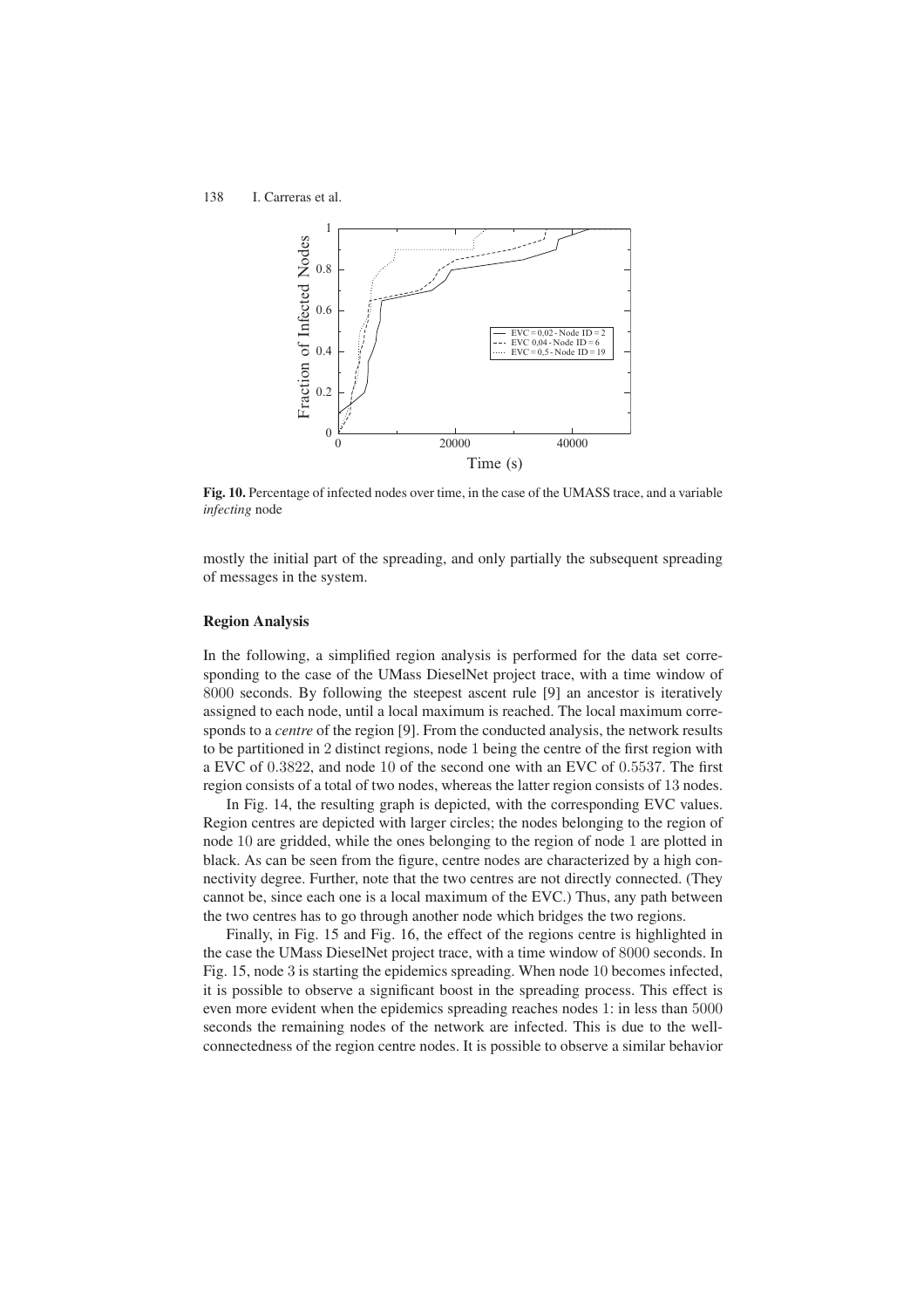**Fig. 10.** Percentage of infected nodes over time, in the case of the UMASS trace, and a variable *infecting* node

mostly the initial part of the spreading, and only partially the subsequent spreading of messages in the system.

**Region Analysis**

In the following, a simplified region analysis is performed for the data set corresponding to the case of the UMass DieselNet project trace, with a time window of 8000 seconds. By following the steepest ascent rule [9] an ancestor is iteratively assigned to each node, until a local maximum is reached. The local maximum corresponds to a *centre* of the region [9]. From the conducted analysis, the network results to be partitioned in 2 distinct regions, node 1 being the centre of the first region with a EVC of 0.3822, and node 10 of the second one with an EVC of 0.5537. The first region consists of a total of two nodes, whereas the latter region consists of 13 nodes.

In Fig. 14, the resulting graph is depicted, with the corresponding EVC values. Region centres are depicted with larger circles; the nodes belonging to the region of node 10 are gridded, while the ones belonging to the region of node 1 are plotted in black. As can be seen from the figure, centre nodes are characterized by a high connectivity degree. Further, note that the two centres are not directly connected. (They cannot be, since each one is a local maximum of the EVC.) Thus, any path between the two centres has to go through another node which bridges the two regions.

Finally, in Fig. 15 and Fig. 16, the effect of the regions centre is highlighted in the case the UMass DieselNet project trace, with a time window of 8000 seconds. In Fig. 15, node 3 is starting the epidemics spreading. When node 10 becomes infected, it is possible to observe a significant boost in the spreading process. This effect is even more evident when the epidemics spreading reaches nodes 1: in less than 5000 seconds the remaining nodes of the network are infected. This is due to the well-connectedness of the region centre nodes. It is possible to observe a similar behavior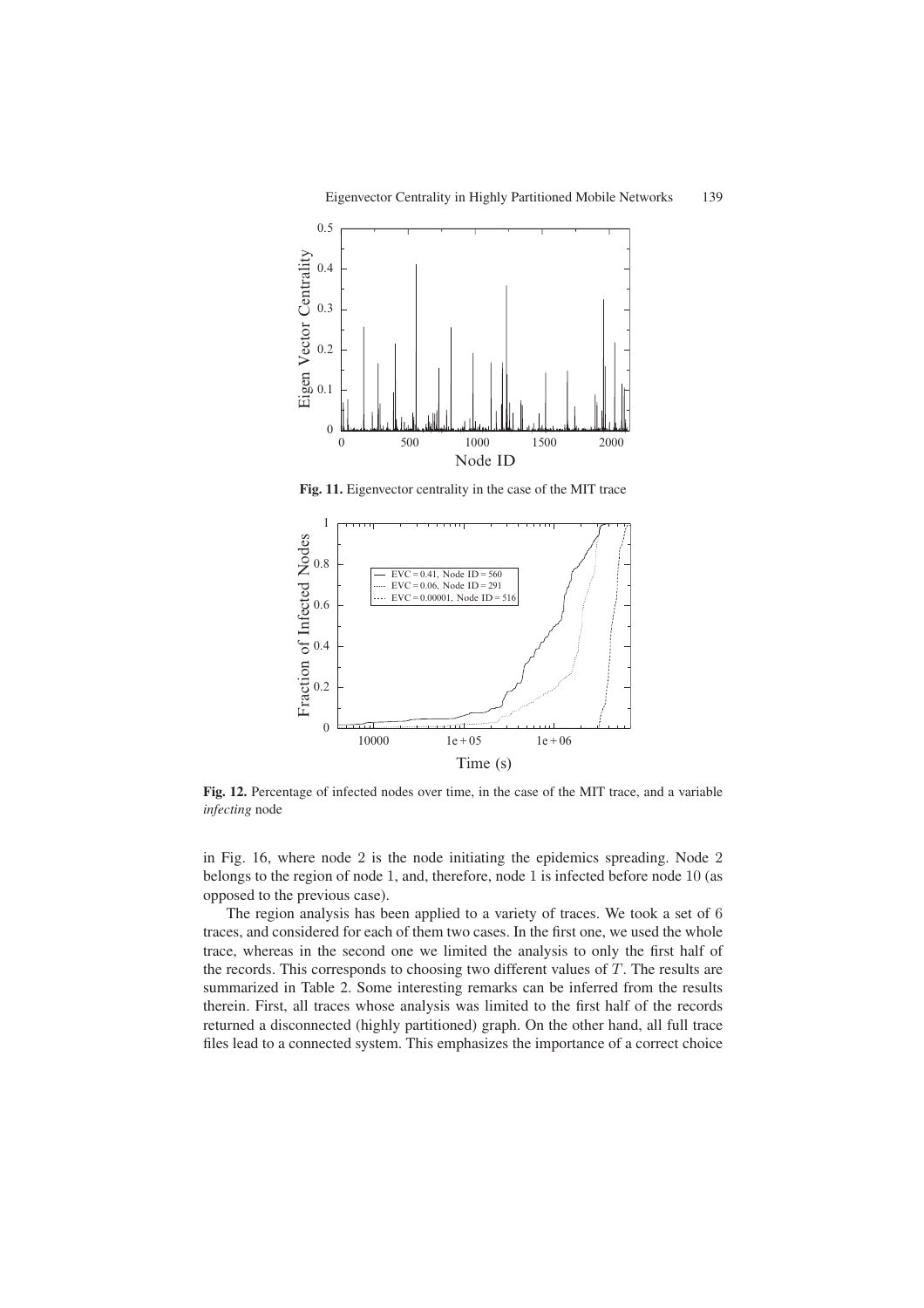**Fig. 11.** Eigenvector centrality in the case of the MIT trace

**Fig. 12.** Percentage of infected nodes over time, in the case of the MIT trace, and a variable *infecting* node

in Fig. 16, where node 2 is the node initiating the epidemics spreading. Node 2 belongs to the region of node 1, and, therefore, node 1 is infected before node 10 (as opposed to the previous case).

The region analysis has been applied to a variety of traces. We took a set of 6 traces, and considered for each of them two cases. In the first one, we used the whole trace, whereas in the second one we limited the analysis to only the first half of the records. This corresponds to choosing two different values of $T$. The results are summarized in Table 2. Some interesting remarks can be inferred from the results therein. First, all traces whose analysis was limited to the first half of the records returned a disconnected (highly partitioned) graph. On the other hand, all full trace files lead to a connected system. This emphasizes the importance of a correct choice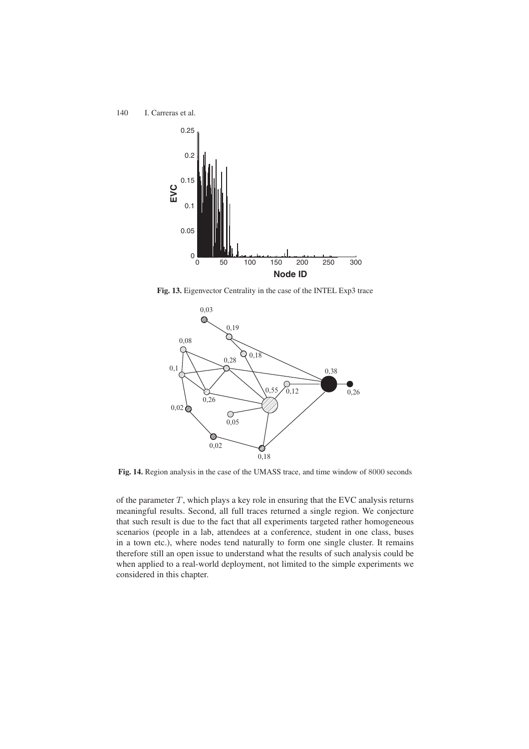**Fig. 13.** Eigenvector Centrality in the case of the INTEL Exp3 trace

**Fig. 14.** Region analysis in the case of the UMASS trace, and time window of 8000 seconds

of the parameter $T$, which plays a key role in ensuring that the EVC analysis returns meaningful results. Second, all full traces returned a single region. We conjecture that such result is due to the fact that all experiments targeted rather homogeneous scenarios (people in a lab, attendees at a conference, student in one class, buses in a town etc.), where nodes tend naturally to form one single cluster. It remains therefore still an open issue to understand what the results of such analysis could be when applied to a real-world deployment, not limited to the simple experiments we considered in this chapter.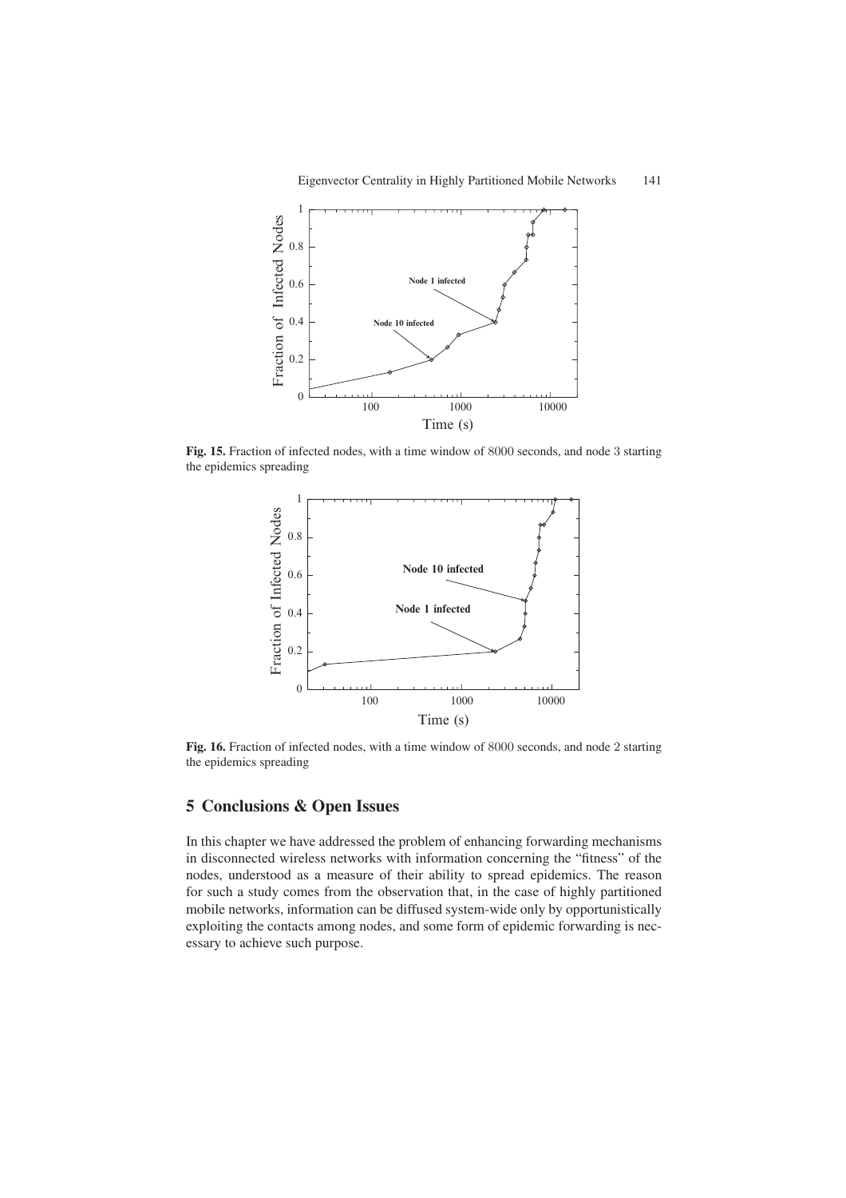**Fig. 15.** Fraction of infected nodes, with a time window of 8000 seconds, and node 3 starting the epidemics spreading

**Fig. 16.** Fraction of infected nodes, with a time window of 8000 seconds, and node 2 starting the epidemics spreading

## 5 Conclusions & Open Issues

In this chapter we have addressed the problem of enhancing forwarding mechanisms in disconnected wireless networks with information concerning the "fitness" of the nodes, understood as a measure of their ability to spread epidemics. The reason for such a study comes from the observation that, in the case of highly partitioned mobile networks, information can be diffused system-wide only by opportunistically exploiting the contacts among nodes, and some form of epidemic forwarding is necessary to achieve such purpose.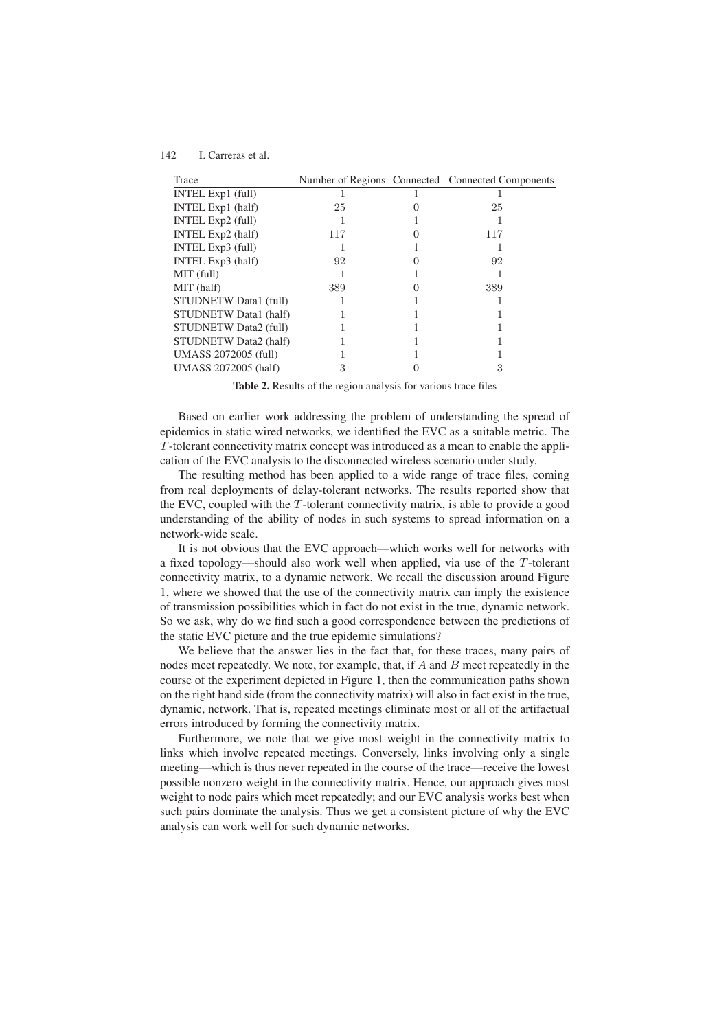| Trace | Number of Regions | Connected | Connected Components |
|---|---|---|---|
| INTEL Exp1 (full) | 1 | 1 | 1 |
| INTEL Exp1 (half) | 25 | 0 | 25 |
| INTEL Exp2 (full) | 1 | 1 | 1 |
| INTEL Exp2 (half) | 117 | 0 | 117 |
| INTEL Exp3 (full) | 1 | 1 | 1 |
| INTEL Exp3 (half) | 92 | 0 | 92 |
| MIT (full) | 1 | 1 | 1 |
| MIT (half) | 389 | 0 | 389 |
| STUDNETW Data1 (full) | 1 | 1 | 1 |
| STUDNETW Data1 (half) | 1 | 1 | 1 |
| STUDNETW Data2 (full) | 1 | 1 | 1 |
| STUDNETW Data2 (half) | 1 | 1 | 1 |
| UMASS 2072005 (full) | 1 | 1 | 1 |
| UMASS 2072005 (half) | 3 | 0 | 3 |

**Table 2.** Results of the region analysis for various trace files

Based on earlier work addressing the problem of understanding the spread of epidemics in static wired networks, we identified the EVC as a suitable metric. The $T$-tolerant connectivity matrix concept was introduced as a mean to enable the application of the EVC analysis to the disconnected wireless scenario under study.

The resulting method has been applied to a wide range of trace files, coming from real deployments of delay-tolerant networks. The results reported show that the EVC, coupled with the $T$-tolerant connectivity matrix, is able to provide a good understanding of the ability of nodes in such systems to spread information on a network-wide scale.

It is not obvious that the EVC approach—which works well for networks with a fixed topology—should also work well when applied, via use of the $T$-tolerant connectivity matrix, to a dynamic network. We recall the discussion around Figure 1, where we showed that the use of the connectivity matrix can imply the existence of transmission possibilities which in fact do not exist in the true, dynamic network. So we ask, why do we find such a good correspondence between the predictions of the static EVC picture and the true epidemic simulations?

We believe that the answer lies in the fact that, for these traces, many pairs of nodes meet repeatedly. We note, for example, that, if $A$ and $B$ meet repeatedly in the course of the experiment depicted in Figure 1, then the communication paths shown on the right hand side (from the connectivity matrix) will also in fact exist in the true, dynamic, network. That is, repeated meetings eliminate most or all of the artifactual errors introduced by forming the connectivity matrix.

Furthermore, we note that we give most weight in the connectivity matrix to links which involve repeated meetings. Conversely, links involving only a single meeting—which is thus never repeated in the course of the trace—receive the lowest possible nonzero weight in the connectivity matrix. Hence, our approach gives most weight to node pairs which meet repeatedly; and our EVC analysis works best when such pairs dominate the analysis. Thus we get a consistent picture of why the EVC analysis can work well for such dynamic networks.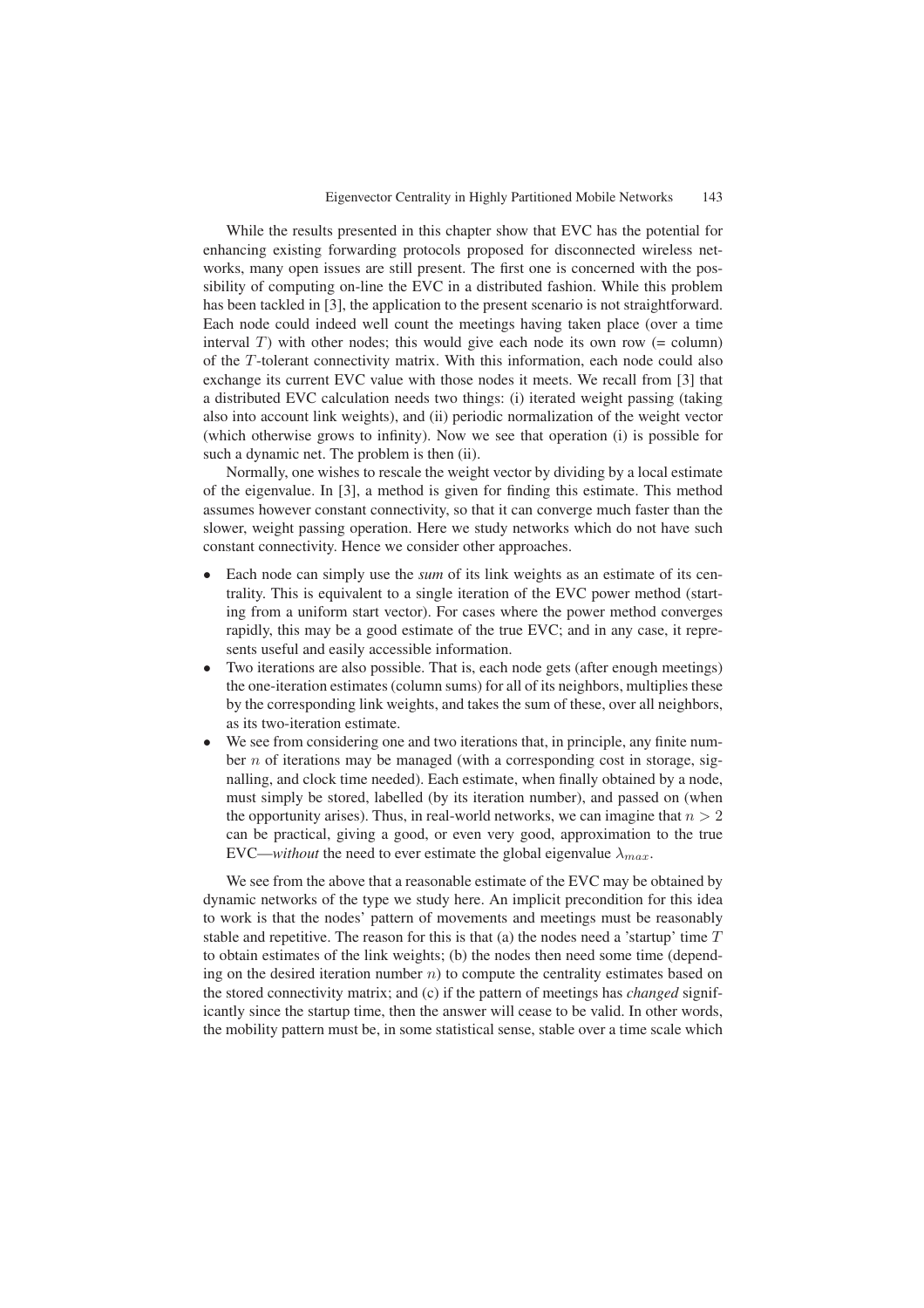While the results presented in this chapter show that EVC has the potential for enhancing existing forwarding protocols proposed for disconnected wireless networks, many open issues are still present. The first one is concerned with the possibility of computing on-line the EVC in a distributed fashion. While this problem has been tackled in [3], the application to the present scenario is not straightforward. Each node could indeed well count the meetings having taken place (over a time interval $T$) with other nodes; this would give each node its own row (= column) of the $T$-tolerant connectivity matrix. With this information, each node could also exchange its current EVC value with those nodes it meets. We recall from [3] that a distributed EVC calculation needs two things: (i) iterated weight passing (taking also into account link weights), and (ii) periodic normalization of the weight vector (which otherwise grows to infinity). Now we see that operation (i) is possible for such a dynamic net. The problem is then (ii).

Normally, one wishes to rescale the weight vector by dividing by a local estimate of the eigenvalue. In [3], a method is given for finding this estimate. This method assumes however constant connectivity, so that it can converge much faster than the slower, weight passing operation. Here we study networks which do not have such constant connectivity. Hence we consider other approaches.

- Each node can simply use the *sum* of its link weights as an estimate of its centrality. This is equivalent to a single iteration of the EVC power method (starting from a uniform start vector). For cases where the power method converges rapidly, this may be a good estimate of the true EVC; and in any case, it represents useful and easily accessible information.
- Two iterations are also possible. That is, each node gets (after enough meetings) the one-iteration estimates (column sums) for all of its neighbors, multiplies these by the corresponding link weights, and takes the sum of these, over all neighbors, as its two-iteration estimate.
- We see from considering one and two iterations that, in principle, any finite number $n$ of iterations may be managed (with a corresponding cost in storage, signalling, and clock time needed). Each estimate, when finally obtained by a node, must simply be stored, labelled (by its iteration number), and passed on (when the opportunity arises). Thus, in real-world networks, we can imagine that $n > 2$ can be practical, giving a good, or even very good, approximation to the true EVC—*without* the need to ever estimate the global eigenvalue $\lambda_{max}$.

We see from the above that a reasonable estimate of the EVC may be obtained by dynamic networks of the type we study here. An implicit precondition for this idea to work is that the nodes' pattern of movements and meetings must be reasonably stable and repetitive. The reason for this is that (a) the nodes need a 'startup' time $T$ to obtain estimates of the link weights; (b) the nodes then need some time (depending on the desired iteration number $n$) to compute the centrality estimates based on the stored connectivity matrix; and (c) if the pattern of meetings has *changed* significantly since the startup time, then the answer will cease to be valid. In other words, the mobility pattern must be, in some statistical sense, stable over a time scale which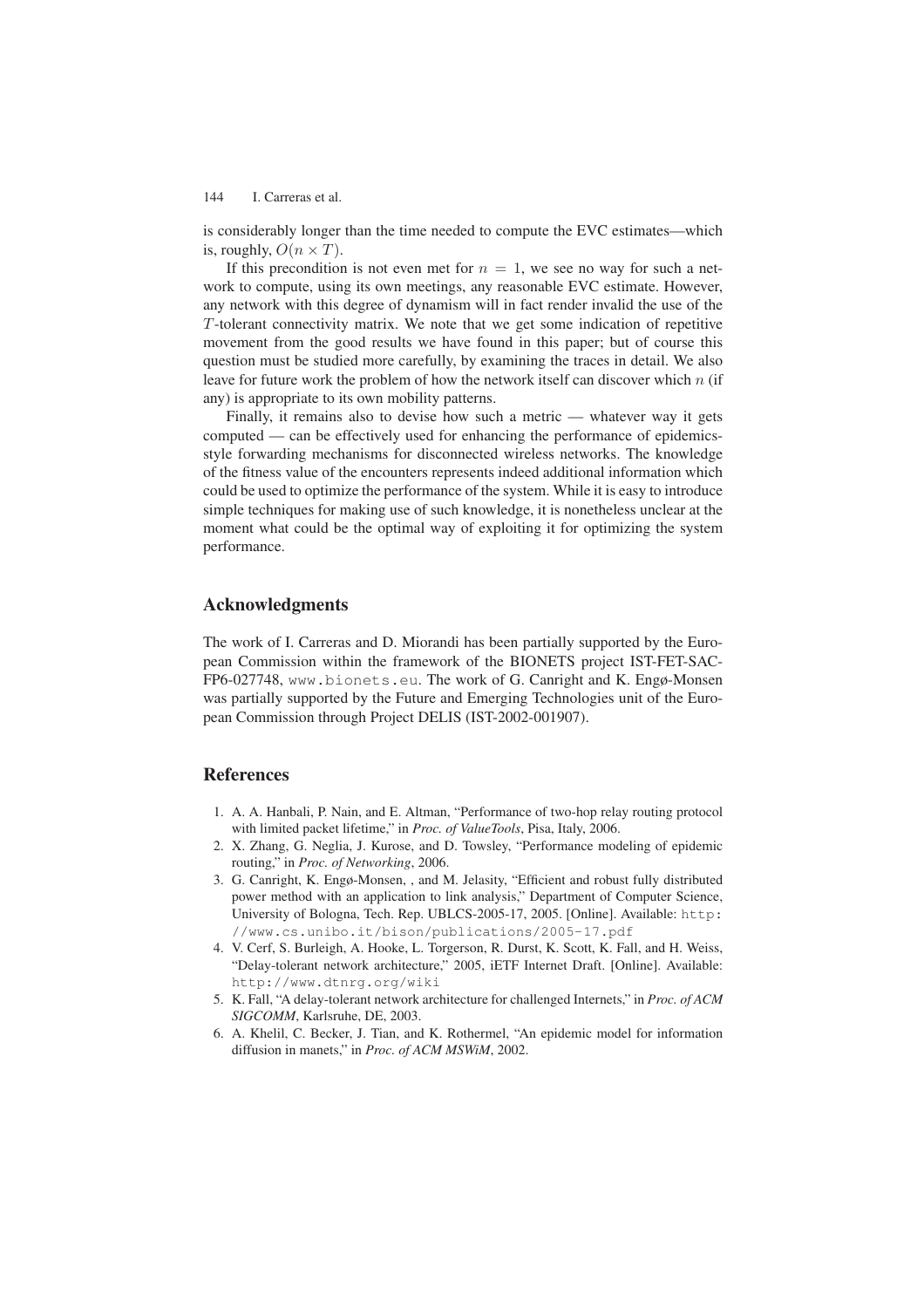is considerably longer than the time needed to compute the EVC estimates—which is, roughly, $O(n \times T)$.

If this precondition is not even met for $n = 1$, we see no way for such a network to compute, using its own meetings, any reasonable EVC estimate. However, any network with this degree of dynamism will in fact render invalid the use of the $T$-tolerant connectivity matrix. We note that we get some indication of repetitive movement from the good results we have found in this paper; but of course this question must be studied more carefully, by examining the traces in detail. We also leave for future work the problem of how the network itself can discover which $n$ (if any) is appropriate to its own mobility patterns.

Finally, it remains also to devise how such a metric — whatever way it gets computed — can be effectively used for enhancing the performance of epidemics-style forwarding mechanisms for disconnected wireless networks. The knowledge of the fitness value of the encounters represents indeed additional information which could be used to optimize the performance of the system. While it is easy to introduce simple techniques for making use of such knowledge, it is nonetheless unclear at the moment what could be the optimal way of exploiting it for optimizing the system performance.

## Acknowledgments

The work of I. Carreras and D. Miorandi has been partially supported by the European Commission within the framework of the BIONETS project IST-FET-SAC-FP6-027748, www.bionets.eu. The work of G. Canright and K. Engø-Monsen was partially supported by the Future and Emerging Technologies unit of the European Commission through Project DELIS (IST-2002-001907).

## References

1. A. A. Hanbali, P. Nain, and E. Altman, "Performance of two-hop relay routing protocol with limited packet lifetime," in *Proc. of ValueTools*, Pisa, Italy, 2006.
2. X. Zhang, G. Neglia, J. Kurose, and D. Towsley, "Performance modeling of epidemic routing," in *Proc. of Networking*, 2006.
3. G. Canright, K. Engø-Monsen, , and M. Jelasity, "Efficient and robust fully distributed power method with an application to link analysis," Department of Computer Science, University of Bologna, Tech. Rep. UBLCS-2005-17, 2005. [Online]. Available: http://www.cs.unibo.it/bison/publications/2005-17.pdf
4. V. Cerf, S. Burleigh, A. Hooke, L. Torgerson, R. Durst, K. Scott, K. Fall, and H. Weiss, "Delay-tolerant network architecture," 2005, iETF Internet Draft. [Online]. Available: http://www.dtnrg.org/wiki
5. K. Fall, "A delay-tolerant network architecture for challenged Internets," in *Proc. of ACM SIGCOMM*, Karlsruhe, DE, 2003.
6. A. Khelil, C. Becker, J. Tian, and K. Rothermel, "An epidemic model for information diffusion in manets," in *Proc. of ACM MSWiM*, 2002.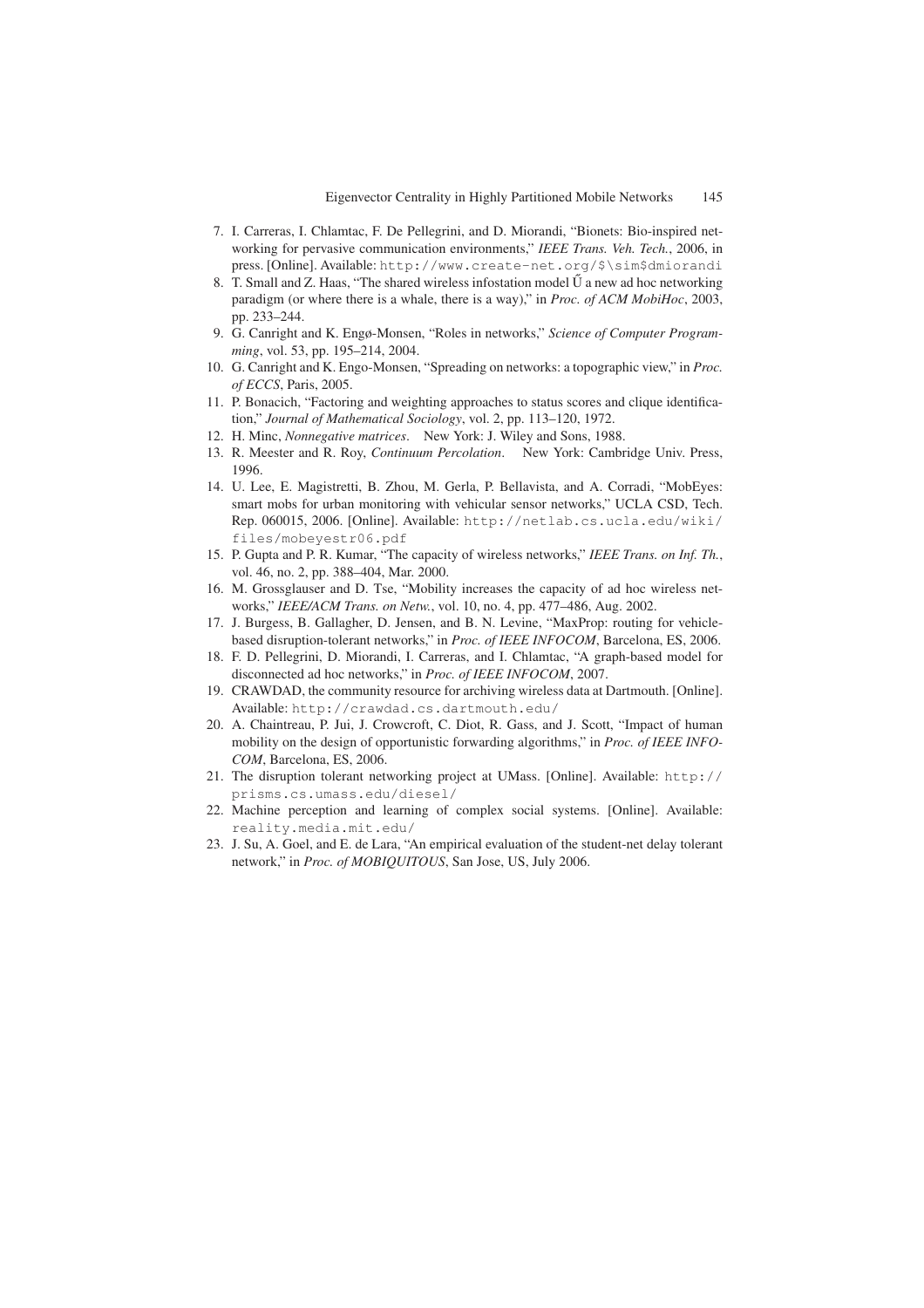7. I. Carreras, I. Chlamtac, F. De Pellegrini, and D. Miorandi, "Bionets: Bio-inspired networking for pervasive communication environments," *IEEE Trans. Veh. Tech.*, 2006, in press. [Online]. Available: `http://www.create-net.org/$\sim$dmiorandi`
8. T. Small and Z. Haas, "The shared wireless infostation model Ű a new ad hoc networking paradigm (or where there is a whale, there is a way)," in *Proc. of ACM MobiHoc*, 2003, pp. 233–244.
9. G. Canright and K. Engø-Monsen, "Roles in networks," *Science of Computer Programming*, vol. 53, pp. 195–214, 2004.
10. G. Canright and K. Engo-Monsen, "Spreading on networks: a topographic view," in *Proc. of ECCS*, Paris, 2005.
11. P. Bonacich, "Factoring and weighting approaches to status scores and clique identification," *Journal of Mathematical Sociology*, vol. 2, pp. 113–120, 1972.
12. H. Minc, *Nonnegative matrices*. New York: J. Wiley and Sons, 1988.
13. R. Meester and R. Roy, *Continuum Percolation*. New York: Cambridge Univ. Press, 1996.
14. U. Lee, E. Magistretti, B. Zhou, M. Gerla, P. Bellavista, and A. Corradi, "MobEyes: smart mobs for urban monitoring with vehicular sensor networks," UCLA CSD, Tech. Rep. 060015, 2006. [Online]. Available: `http://netlab.cs.ucla.edu/wiki/files/mobeyestr06.pdf`
15. P. Gupta and P. R. Kumar, "The capacity of wireless networks," *IEEE Trans. on Inf. Th.*, vol. 46, no. 2, pp. 388–404, Mar. 2000.
16. M. Grossglauser and D. Tse, "Mobility increases the capacity of ad hoc wireless networks," *IEEE/ACM Trans. on Netw.*, vol. 10, no. 4, pp. 477–486, Aug. 2002.
17. J. Burgess, B. Gallagher, D. Jensen, and B. N. Levine, "MaxProp: routing for vehicle-based disruption-tolerant networks," in *Proc. of IEEE INFOCOM*, Barcelona, ES, 2006.
18. F. D. Pellegrini, D. Miorandi, I. Carreras, and I. Chlamtac, "A graph-based model for disconnected ad hoc networks," in *Proc. of IEEE INFOCOM*, 2007.
19. CRAWDAD, the community resource for archiving wireless data at Dartmouth. [Online]. Available: `http://crawdad.cs.dartmouth.edu/`
20. A. Chaintreau, P. Jui, J. Crowcroft, C. Diot, R. Gass, and J. Scott, "Impact of human mobility on the design of opportunistic forwarding algorithms," in *Proc. of IEEE INFOCOM*, Barcelona, ES, 2006.
21. The disruption tolerant networking project at UMass. [Online]. Available: `http://prisms.cs.umass.edu/diesel/`
22. Machine perception and learning of complex social systems. [Online]. Available: `reality.media.mit.edu/`
23. J. Su, A. Goel, and E. de Lara, "An empirical evaluation of the student-net delay tolerant network," in *Proc. of MOBIQUITOUS*, San Jose, US, July 2006.